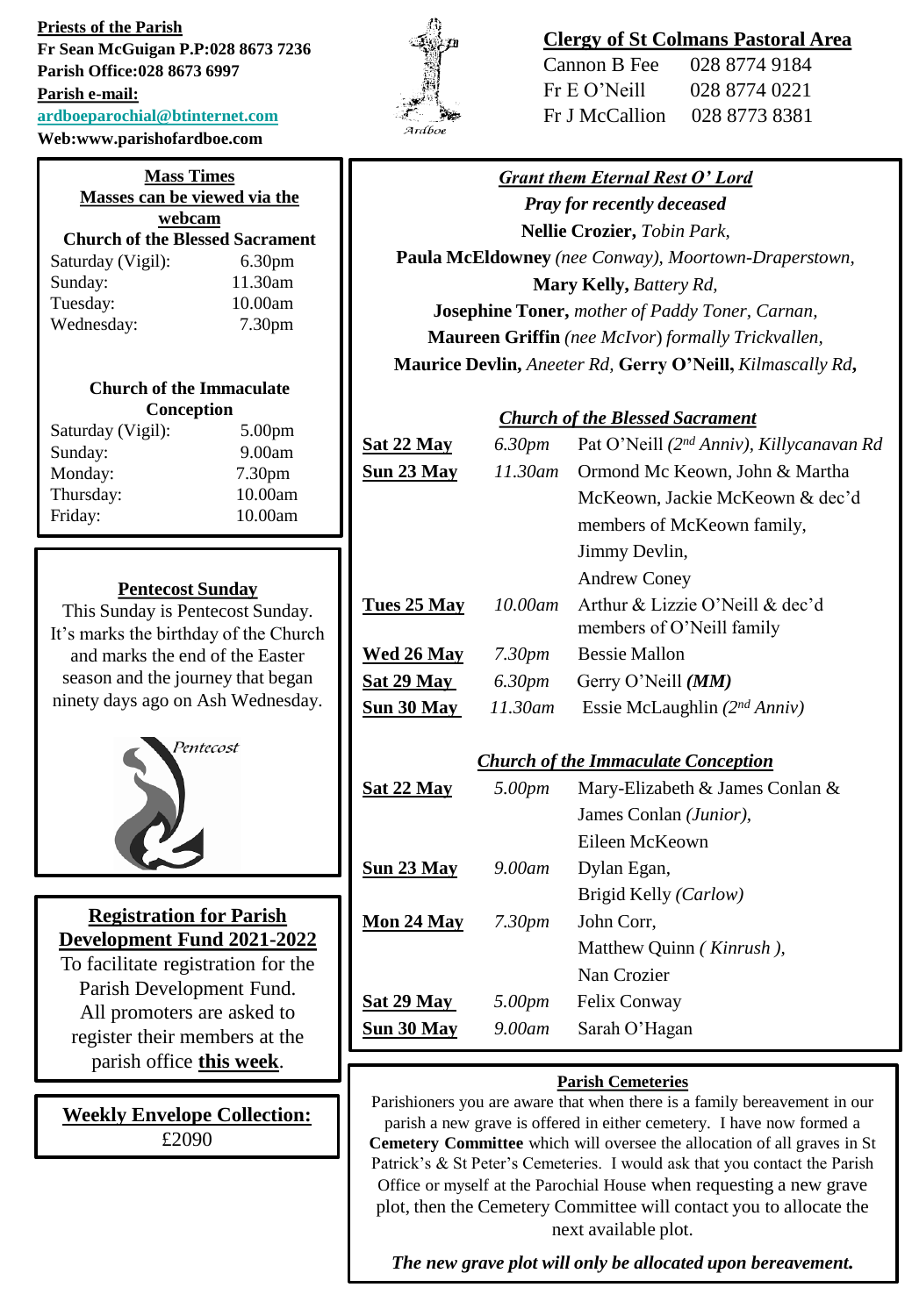**Priests of the Parish**

**Fr Sean McGuigan P.P:028 8673 7236**

**Parish Office:028 8673 6997**

**Parish e-mail:**

**ardboeparochial@btinternet.com**

**Web:www.parishofardboe.com**

## Clergy of St Colmans Pastoral Area

| | |
|---|---|
| Cannon B Fee | 028 8774 9184 |
| Fr E O'Neill | 028 8774 0221 |
| Fr J McCallion | 028 8773 8381 |

## Mass Times

**Masses can be viewed via the webcam**

**Church of the Blessed Sacrament**

| | |
|---|---|
| Saturday (Vigil): | 6.30pm |
| Sunday: | 11.30am |
| Tuesday: | 10.00am |
| Wednesday: | 7.30pm |

**Church of the Immaculate Conception**

| | |
|---|---|
| Saturday (Vigil): | 5.00pm |
| Sunday: | 9.00am |
| Monday: | 7.30pm |
| Thursday: | 10.00am |
| Friday: | 10.00am |

## Pentecost Sunday

This Sunday is Pentecost Sunday. It's marks the birthday of the Church and marks the end of the Easter season and the journey that began ninety days ago on Ash Wednesday.

## Registration for Parish Development Fund 2021-2022

To facilitate registration for the Parish Development Fund. All promoters are asked to register their members at the parish office **this week**.

## Weekly Envelope Collection:

£2090

## *Grant them Eternal Rest O' Lord*

***Pray for recently deceased***

**Nellie Crozier,** *Tobin Park,*
**Paula McEldowney** *(nee Conway), Moortown-Draperstown,*
**Mary Kelly,** *Battery Rd,*
**Josephine Toner,** *mother of Paddy Toner, Carnan,*
**Maureen Griffin** *(nee McIvor) formally Trickvallen,*
**Maurice Devlin,** *Aneeter Rd,* **Gerry O'Neill,** *Kilmascally Rd***,**

### *Church of the Blessed Sacrament*

| | | |
|---|---|---|
| **Sat 22 May** | *6.30pm* | Pat O'Neill *(2nd Anniv), Killycanavan Rd* |
| **Sun 23 May** | *11.30am* | Ormond Mc Keown, John & Martha McKeown, Jackie McKeown & dec'd members of McKeown family, Jimmy Devlin, Andrew Coney |
| **Tues 25 May** | *10.00am* | Arthur & Lizzie O'Neill & dec'd members of O'Neill family |
| **Wed 26 May** | *7.30pm* | Bessie Mallon |
| **Sat 29 May** | *6.30pm* | Gerry O'Neill ***(MM)*** |
| **Sun 30 May** | *11.30am* | Essie McLaughlin *(2nd Anniv)* |

### *Church of the Immaculate Conception*

| | | |
|---|---|---|
| **Sat 22 May** | *5.00pm* | Mary-Elizabeth & James Conlan & James Conlan *(Junior)*, Eileen McKeown |
| **Sun 23 May** | *9.00am* | Dylan Egan, Brigid Kelly *(Carlow)* |
| **Mon 24 May** | *7.30pm* | John Corr, Matthew Quinn *( Kinrush )*, Nan Crozier |
| **Sat 29 May** | *5.00pm* | Felix Conway |
| **Sun 30 May** | *9.00am* | Sarah O'Hagan |

## Parish Cemeteries

Parishioners you are aware that when there is a family bereavement in our parish a new grave is offered in either cemetery. I have now formed a **Cemetery Committee** which will oversee the allocation of all graves in St Patrick's & St Peter's Cemeteries. I would ask that you contact the Parish Office or myself at the Parochial House when requesting a new grave plot, then the Cemetery Committee will contact you to allocate the next available plot.

***The new grave plot will only be allocated upon bereavement.***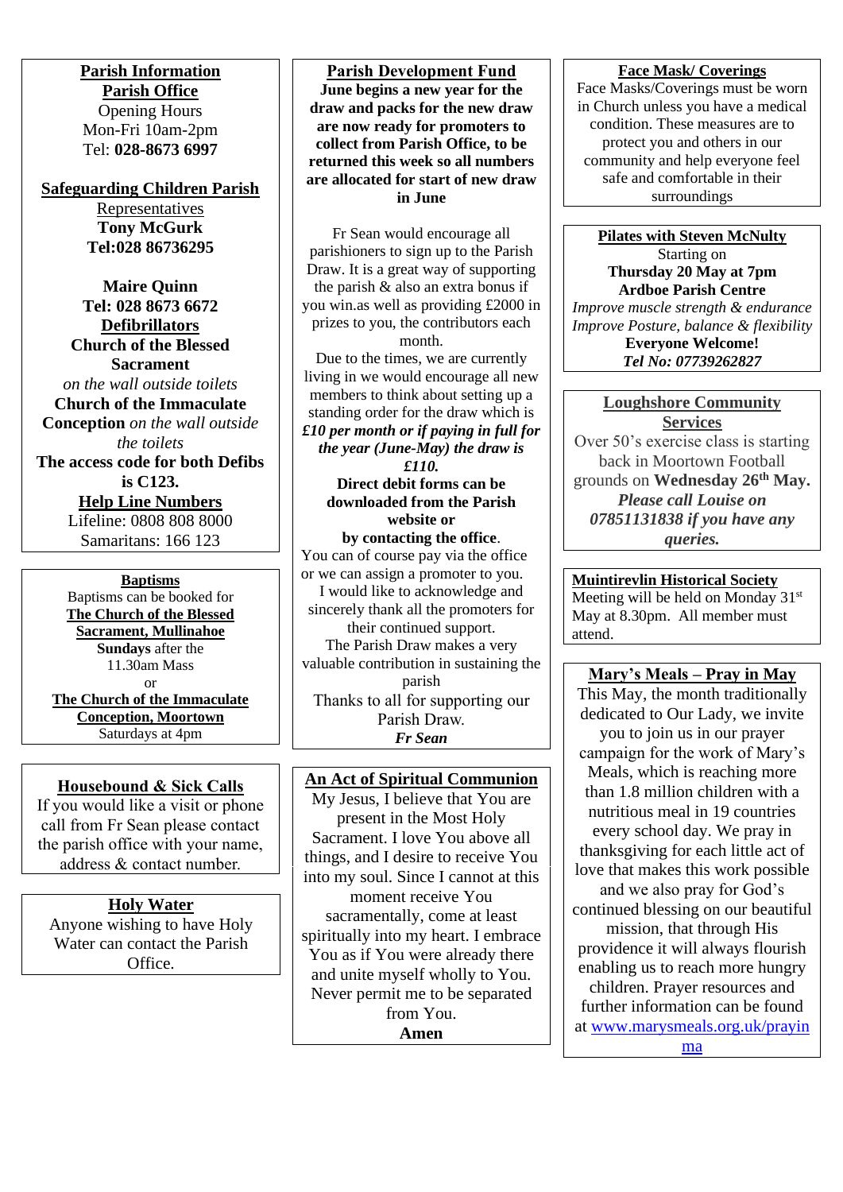## Parish Information

**Parish Office**

Opening Hours
Mon-Fri 10am-2pm
Tel: **028-8673 6997**

**Safeguarding Children Parish**
Representatives
**Tony McGurk**
**Tel:028 86736295**

**Maire Quinn**
**Tel: 028 8673 6672**

**Defibrillators**
**Church of the Blessed Sacrament**
*on the wall outside toilets*
**Church of the Immaculate Conception** *on the wall outside the toilets*
**The access code for both Defibs is C123.**

**Help Line Numbers**
Lifeline: 0808 808 8000
Samaritans: 166 123

## Baptisms

Baptisms can be booked for
**The Church of the Blessed Sacrament, Mullinahoe**
**Sundays** after the 11.30am Mass
or
**The Church of the Immaculate Conception, Moortown**
Saturdays at 4pm

## Housebound & Sick Calls

If you would like a visit or phone call from Fr Sean please contact the parish office with your name, address & contact number.

## Holy Water

Anyone wishing to have Holy Water can contact the Parish Office.

## Parish Development Fund

**June begins a new year for the draw and packs for the new draw are now ready for promoters to collect from Parish Office, to be returned this week so all numbers are allocated for start of new draw in June**

Fr Sean would encourage all parishioners to sign up to the Parish Draw. It is a great way of supporting the parish & also an extra bonus if you win.as well as providing £2000 in prizes to you, the contributors each month.

Due to the times, we are currently living in we would encourage all new members to think about setting up a standing order for the draw which is ***£10 per month or if paying in full for the year (June-May) the draw is £110.***

**Direct debit forms can be downloaded from the Parish website or by contacting the office**.

You can of course pay via the office or we can assign a promoter to you.

I would like to acknowledge and sincerely thank all the promoters for their continued support.

The Parish Draw makes a very valuable contribution in sustaining the parish

Thanks to all for supporting our Parish Draw.

***Fr Sean***

## An Act of Spiritual Communion

My Jesus, I believe that You are present in the Most Holy Sacrament. I love You above all things, and I desire to receive You into my soul. Since I cannot at this moment receive You sacramentally, come at least spiritually into my heart. I embrace You as if You were already there and unite myself wholly to You. Never permit me to be separated from You.
**Amen**

## Face Mask/ Coverings

Face Masks/Coverings must be worn in Church unless you have a medical condition. These measures are to protect you and others in our community and help everyone feel safe and comfortable in their surroundings

## Pilates with Steven McNulty

Starting on
**Thursday 20 May at 7pm**
**Ardboe Parish Centre**
*Improve muscle strength & endurance*
*Improve Posture, balance & flexibility*
**Everyone Welcome!**
***Tel No: 07739262827***

## Loughshore Community Services

Over 50's exercise class is starting back in Moortown Football grounds on **Wednesday 26th May.** ***Please call Louise on 07851131838 if you have any queries.***

## Muintirevlin Historical Society

Meeting will be held on Monday 31st May at 8.30pm. All member must attend.

## Mary's Meals – Pray in May

This May, the month traditionally dedicated to Our Lady, we invite you to join us in our prayer campaign for the work of Mary's Meals, which is reaching more than 1.8 million children with a nutritious meal in 19 countries every school day. We pray in thanksgiving for each little act of love that makes this work possible and we also pray for God's continued blessing on our beautiful mission, that through His providence it will always flourish enabling us to reach more hungry children. Prayer resources and further information can be found at www.marysmeals.org.uk/prayinma